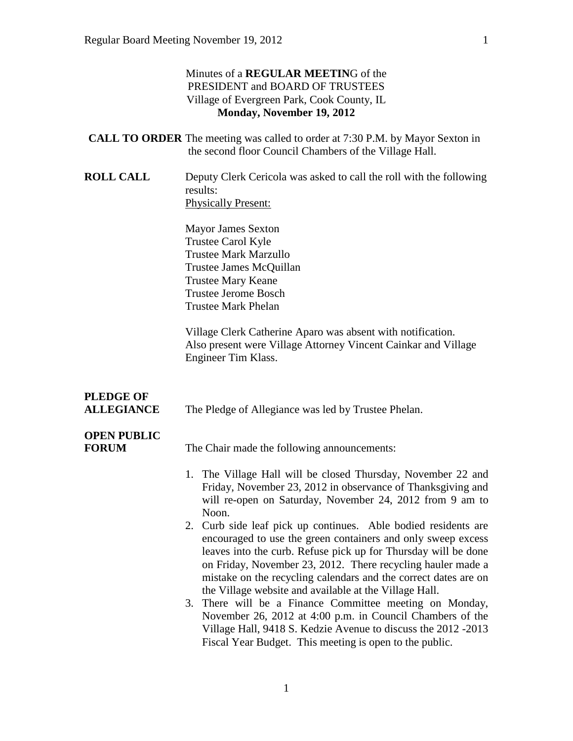Minutes of a **REGULAR MEETIN**G of the
PRESIDENT and BOARD OF TRUSTEES
Village of Evergreen Park, Cook County, IL
**Monday, November 19, 2012**

**CALL TO ORDER** The meeting was called to order at 7:30 P.M. by Mayor Sexton in the second floor Council Chambers of the Village Hall.

**ROLL CALL** Deputy Clerk Cericola was asked to call the roll with the following results:

Physically Present:

Mayor James Sexton
Trustee Carol Kyle
Trustee Mark Marzullo
Trustee James McQuillan
Trustee Mary Keane
Trustee Jerome Bosch
Trustee Mark Phelan

Village Clerk Catherine Aparo was absent with notification. Also present were Village Attorney Vincent Cainkar and Village Engineer Tim Klass.

**PLEDGE OF ALLEGIANCE** The Pledge of Allegiance was led by Trustee Phelan.

**OPEN PUBLIC FORUM** The Chair made the following announcements:

1. The Village Hall will be closed Thursday, November 22 and Friday, November 23, 2012 in observance of Thanksgiving and will re-open on Saturday, November 24, 2012 from 9 am to Noon.
2. Curb side leaf pick up continues. Able bodied residents are encouraged to use the green containers and only sweep excess leaves into the curb. Refuse pick up for Thursday will be done on Friday, November 23, 2012. There recycling hauler made a mistake on the recycling calendars and the correct dates are on the Village website and available at the Village Hall.
3. There will be a Finance Committee meeting on Monday, November 26, 2012 at 4:00 p.m. in Council Chambers of the Village Hall, 9418 S. Kedzie Avenue to discuss the 2012 -2013 Fiscal Year Budget. This meeting is open to the public.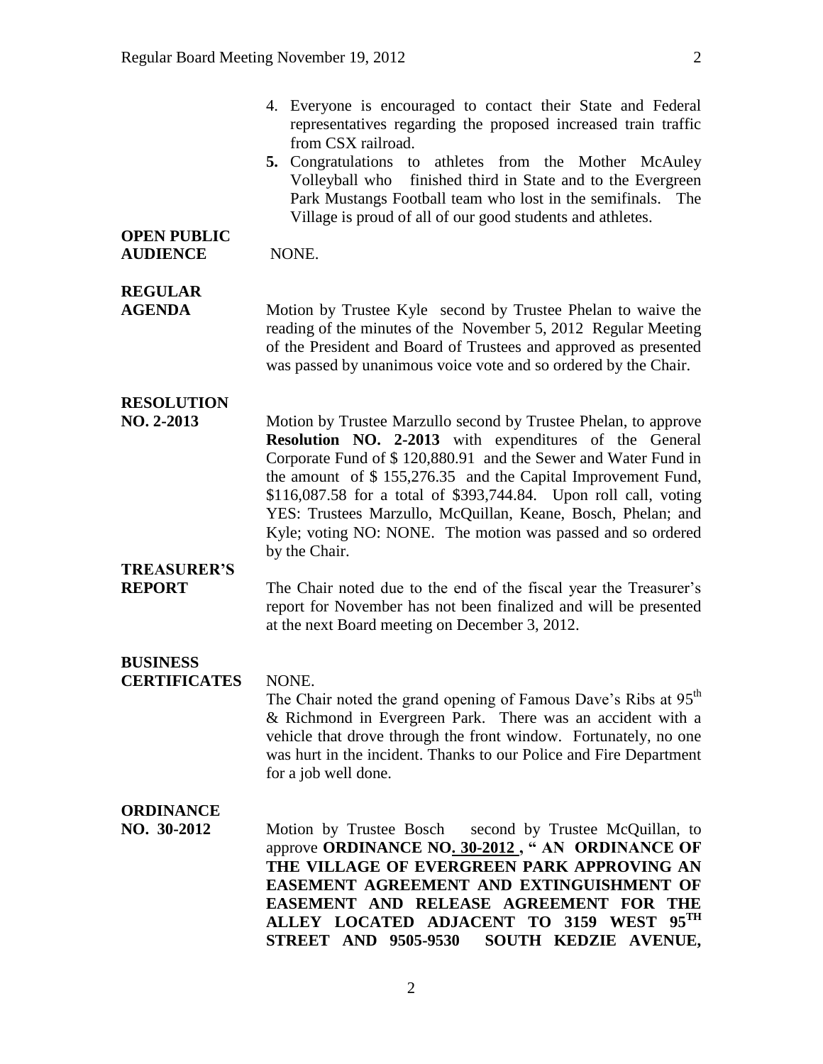4. Everyone is encouraged to contact their State and Federal representatives regarding the proposed increased train traffic from CSX railroad.
5. Congratulations to athletes from the Mother McAuley Volleyball who finished third in State and to the Evergreen Park Mustangs Football team who lost in the semifinals. The Village is proud of all of our good students and athletes.

**OPEN PUBLIC AUDIENCE** NONE.

**REGULAR AGENDA** Motion by Trustee Kyle second by Trustee Phelan to waive the reading of the minutes of the November 5, 2012 Regular Meeting of the President and Board of Trustees and approved as presented was passed by unanimous voice vote and so ordered by the Chair.

**RESOLUTION NO. 2-2013** Motion by Trustee Marzullo second by Trustee Phelan, to approve **Resolution NO. 2-2013** with expenditures of the General Corporate Fund of $ 120,880.91 and the Sewer and Water Fund in the amount of $ 155,276.35 and the Capital Improvement Fund, $116,087.58 for a total of $393,744.84. Upon roll call, voting YES: Trustees Marzullo, McQuillan, Keane, Bosch, Phelan; and Kyle; voting NO: NONE. The motion was passed and so ordered by the Chair.

**TREASURER'S REPORT** The Chair noted due to the end of the fiscal year the Treasurer's report for November has not been finalized and will be presented at the next Board meeting on December 3, 2012.

**BUSINESS CERTIFICATES** NONE.

The Chair noted the grand opening of Famous Dave's Ribs at 95th & Richmond in Evergreen Park. There was an accident with a vehicle that drove through the front window. Fortunately, no one was hurt in the incident. Thanks to our Police and Fire Department for a job well done.

**ORDINANCE NO. 30-2012** Motion by Trustee Bosch second by Trustee McQuillan, to approve **ORDINANCE NO. 30-2012 , " AN ORDINANCE OF THE VILLAGE OF EVERGREEN PARK APPROVING AN EASEMENT AGREEMENT AND EXTINGUISHMENT OF EASEMENT AND RELEASE AGREEMENT FOR THE ALLEY LOCATED ADJACENT TO 3159 WEST 95TH STREET AND 9505-9530 SOUTH KEDZIE AVENUE,**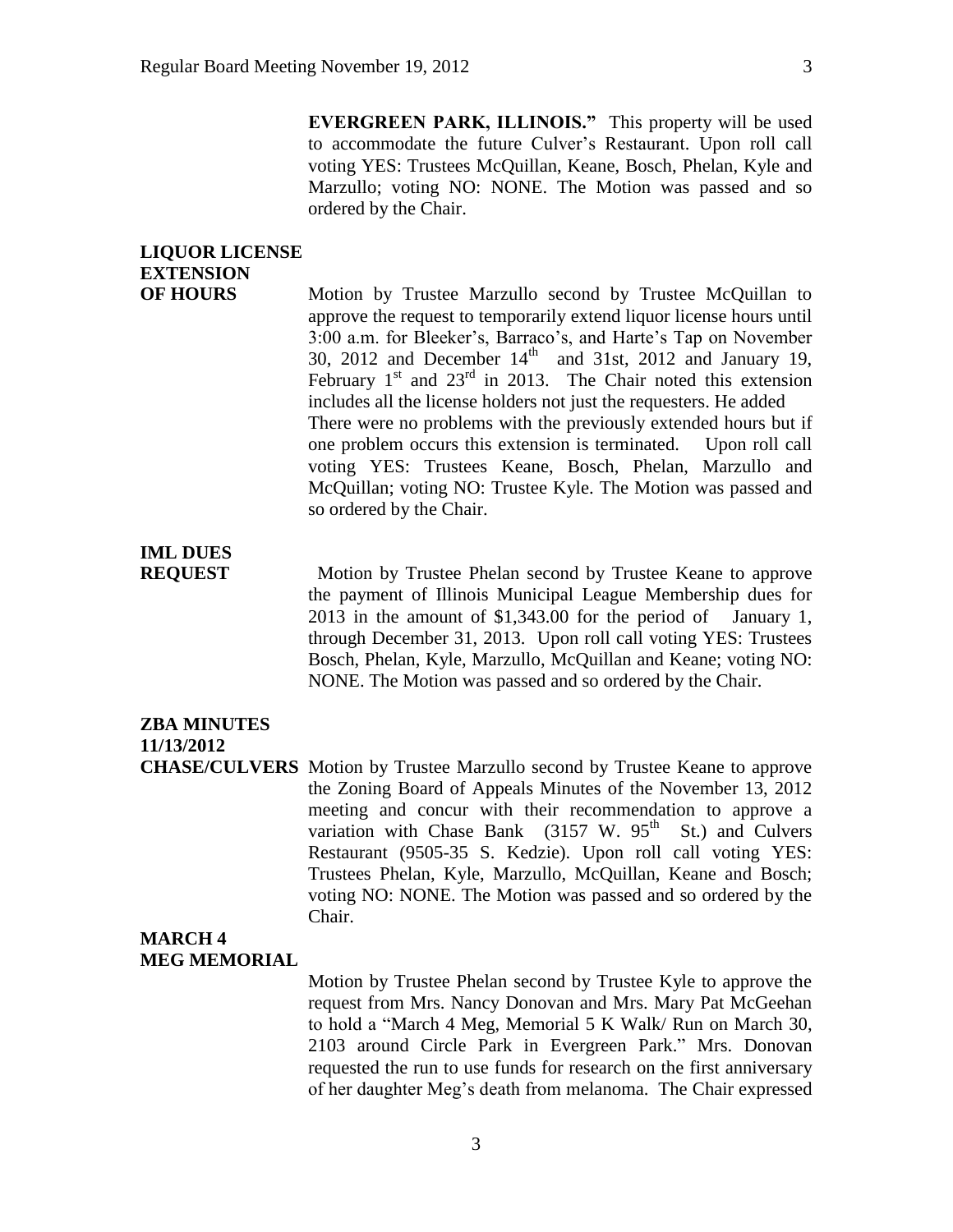**EVERGREEN PARK, ILLINOIS."** This property will be used to accommodate the future Culver's Restaurant. Upon roll call voting YES: Trustees McQuillan, Keane, Bosch, Phelan, Kyle and Marzullo; voting NO: NONE. The Motion was passed and so ordered by the Chair.

**LIQUOR LICENSE EXTENSION OF HOURS**

Motion by Trustee Marzullo second by Trustee McQuillan to approve the request to temporarily extend liquor license hours until 3:00 a.m. for Bleeker's, Barraco's, and Harte's Tap on November 30, 2012 and December 14th and 31st, 2012 and January 19, February 1st and 23rd in 2013. The Chair noted this extension includes all the license holders not just the requesters. He added There were no problems with the previously extended hours but if one problem occurs this extension is terminated. Upon roll call voting YES: Trustees Keane, Bosch, Phelan, Marzullo and McQuillan; voting NO: Trustee Kyle. The Motion was passed and so ordered by the Chair.

**IML DUES REQUEST**

Motion by Trustee Phelan second by Trustee Keane to approve the payment of Illinois Municipal League Membership dues for 2013 in the amount of $1,343.00 for the period of January 1, through December 31, 2013. Upon roll call voting YES: Trustees Bosch, Phelan, Kyle, Marzullo, McQuillan and Keane; voting NO: NONE. The Motion was passed and so ordered by the Chair.

**ZBA MINUTES 11/13/2012 CHASE/CULVERS**

Motion by Trustee Marzullo second by Trustee Keane to approve the Zoning Board of Appeals Minutes of the November 13, 2012 meeting and concur with their recommendation to approve a variation with Chase Bank (3157 W. 95th St.) and Culvers Restaurant (9505-35 S. Kedzie). Upon roll call voting YES: Trustees Phelan, Kyle, Marzullo, McQuillan, Keane and Bosch; voting NO: NONE. The Motion was passed and so ordered by the Chair.

**MARCH 4 MEG MEMORIAL**

Motion by Trustee Phelan second by Trustee Kyle to approve the request from Mrs. Nancy Donovan and Mrs. Mary Pat McGeehan to hold a "March 4 Meg, Memorial 5 K Walk/ Run on March 30, 2103 around Circle Park in Evergreen Park." Mrs. Donovan requested the run to use funds for research on the first anniversary of her daughter Meg's death from melanoma. The Chair expressed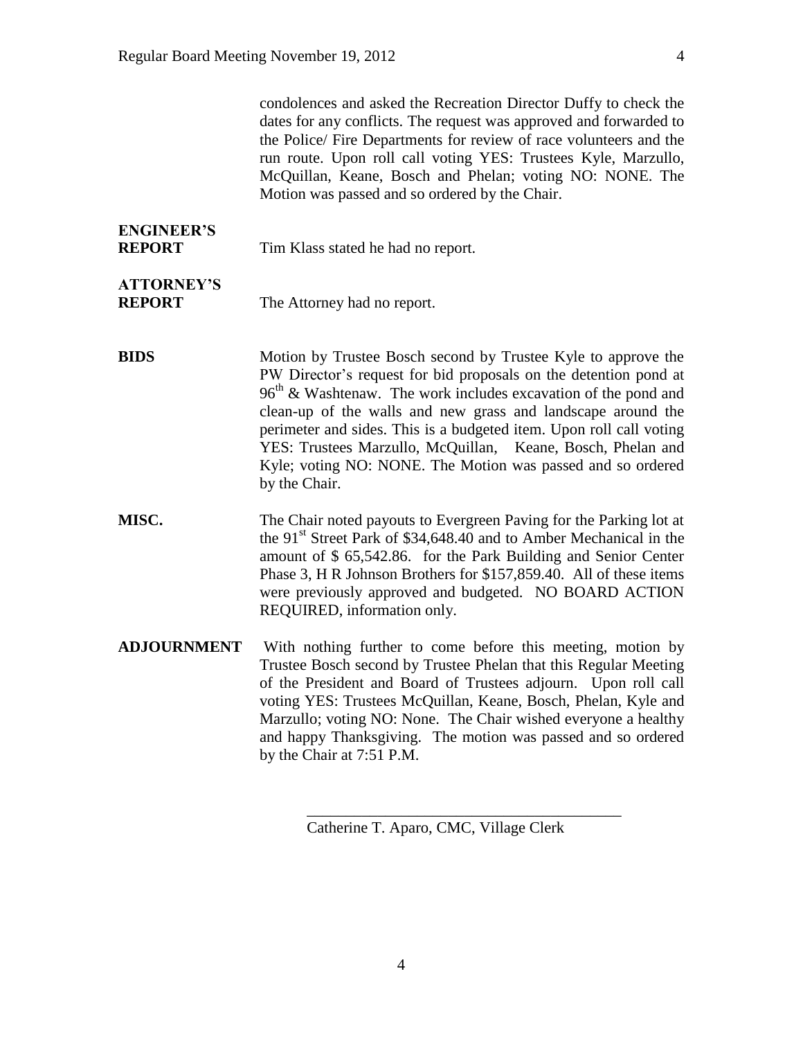condolences and asked the Recreation Director Duffy to check the dates for any conflicts. The request was approved and forwarded to the Police/ Fire Departments for review of race volunteers and the run route. Upon roll call voting YES: Trustees Kyle, Marzullo, McQuillan, Keane, Bosch and Phelan; voting NO: NONE. The Motion was passed and so ordered by the Chair.

**ENGINEER'S REPORT**

Tim Klass stated he had no report.

**ATTORNEY'S REPORT**

The Attorney had no report.

**BIDS**

Motion by Trustee Bosch second by Trustee Kyle to approve the PW Director's request for bid proposals on the detention pond at 96th & Washtenaw. The work includes excavation of the pond and clean-up of the walls and new grass and landscape around the perimeter and sides. This is a budgeted item. Upon roll call voting YES: Trustees Marzullo, McQuillan, Keane, Bosch, Phelan and Kyle; voting NO: NONE. The Motion was passed and so ordered by the Chair.

**MISC.**

The Chair noted payouts to Evergreen Paving for the Parking lot at the 91st Street Park of $34,648.40 and to Amber Mechanical in the amount of $ 65,542.86. for the Park Building and Senior Center Phase 3, H R Johnson Brothers for $157,859.40. All of these items were previously approved and budgeted. NO BOARD ACTION REQUIRED, information only.

**ADJOURNMENT**

With nothing further to come before this meeting, motion by Trustee Bosch second by Trustee Phelan that this Regular Meeting of the President and Board of Trustees adjourn. Upon roll call voting YES: Trustees McQuillan, Keane, Bosch, Phelan, Kyle and Marzullo; voting NO: None. The Chair wished everyone a healthy and happy Thanksgiving. The motion was passed and so ordered by the Chair at 7:51 P.M.

\_\_\_\_\_\_\_\_\_\_\_\_\_\_\_\_\_\_\_\_\_\_\_\_\_\_\_\_\_\_\_\_\_\_\_\_\_\_\_\_

Catherine T. Aparo, CMC, Village Clerk